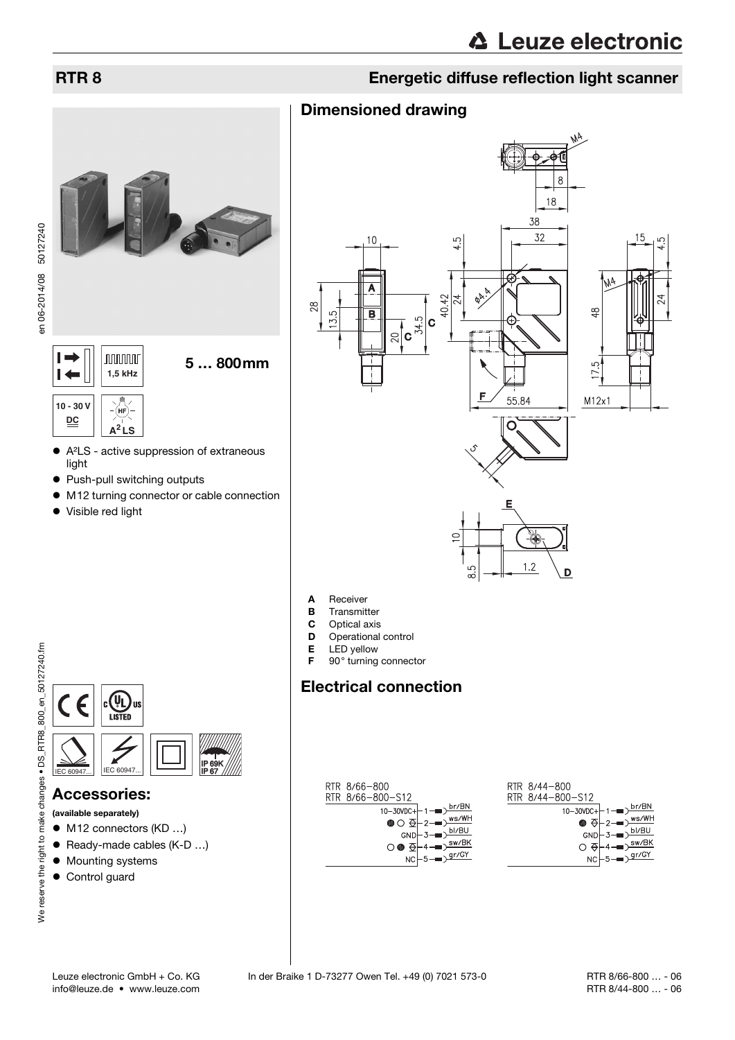# RTR 8

## Energetic diffuse reflection light scanner

1,5 kHz

**5 … 800 mm**

10 - 30 V DC

$A^2$LS

- A²LS - active suppression of extraneous light
- Push-pull switching outputs
- M12 turning connector or cable connection
- Visible red light

## Dimensioned drawing

- **A** Receiver
- **B** Transmitter
- **C** Optical axis
- **D** Operational control
- **E** LED yellow
- **F** 90° turning connector

## Electrical connection

RTR 8/66-800
RTR 8/66-800-S12

| | Pin | Color |
|---|---|---|
| 10-30VDC+ | 1 | br/BN |
| | 2 | ws/WH |
| GND | 3 | bl/BU |
| | 4 | sw/BK |
| NC | 5 | gr/GY |

RTR 8/44-800
RTR 8/44-800-S12

| | Pin | Color |
|---|---|---|
| 10-30VDC+ | 1 | br/BN |
| | 2 | ws/WH |
| GND | 3 | bl/BU |
| | 4 | sw/BK |
| NC | 5 | gr/GY |

IEC 60947... IEC 60947... IP 69K IP 67

## Accessories:

**(available separately)**

- M12 connectors (KD …)
- Ready-made cables (K-D …)
- Mounting systems
- Control guard

Leuze electronic GmbH + Co. KG In der Braike 1 D-73277 Owen Tel. +49 (0) 7021 573-0
info@leuze.de • www.leuze.com

RTR 8/66-800 … - 06
RTR 8/44-800 … - 06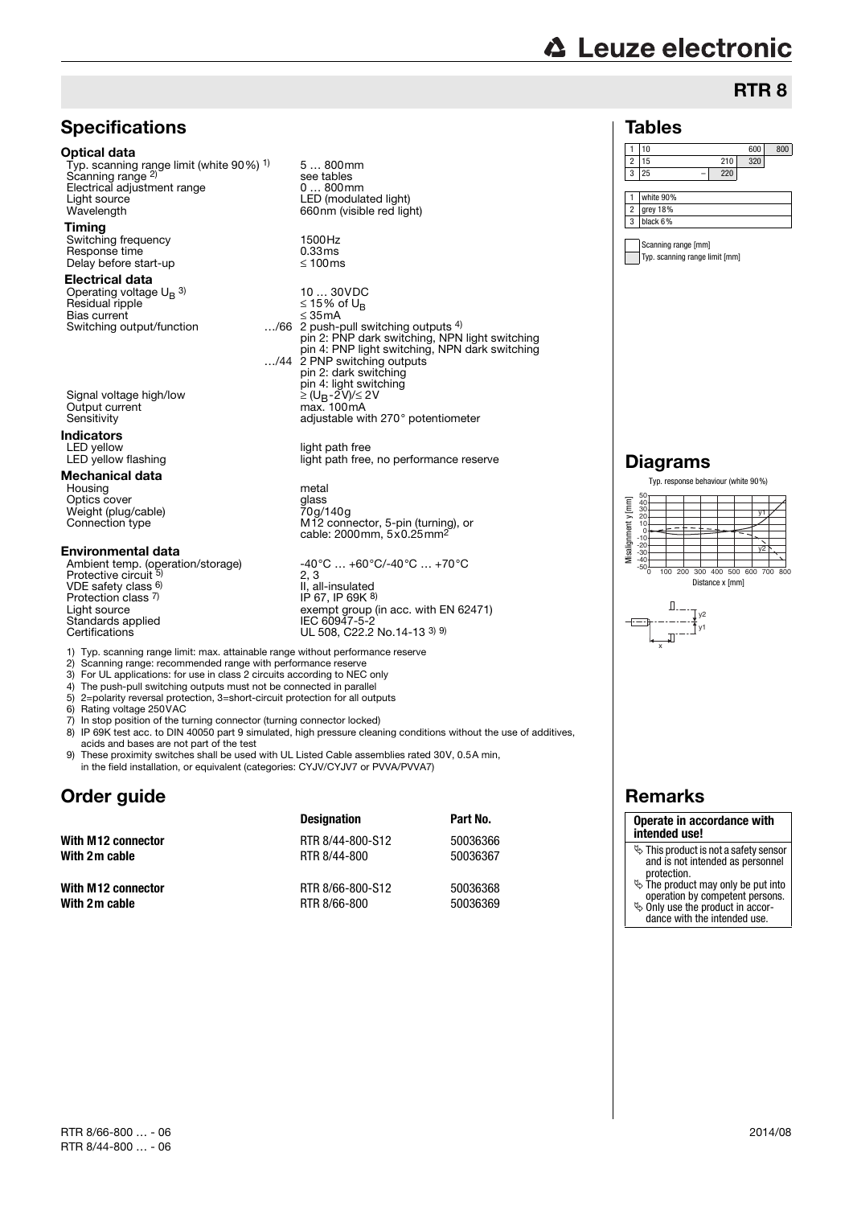# RTR 8

## Specifications

### Optical data

| | |
|---|---|
| Typ. scanning range limit (white 90%) [1] | 5 … 800mm |
| Scanning range [2] | see tables |
| Electrical adjustment range | 0 … 800mm |
| Light source | LED (modulated light) |
| Wavelength | 660nm (visible red light) |

### Timing

| | |
|---|---|
| Switching frequency | 1500Hz |
| Response time | 0.33ms |
| Delay before start-up | ≤ 100ms |

### Electrical data

| | |
|---|---|
| Operating voltage $U_B$ [3] | 10 … 30VDC |
| Residual ripple | ≤ 15% of $U_B$ |
| Bias current | ≤ 35mA |
| Switching output/function …/66 | 2 push-pull switching outputs [4]<br>pin 2: PNP dark switching, NPN light switching<br>pin 4: PNP light switching, NPN dark switching |
| …/44 | 2 PNP switching outputs<br>pin 2: dark switching<br>pin 4: light switching |
| Signal voltage high/low | ≥ ($U_B$-2V)/≤ 2V |
| Output current | max. 100mA |
| Sensitivity | adjustable with 270° potentiometer |

### Indicators

| | |
|---|---|
| LED yellow | light path free |
| LED yellow flashing | light path free, no performance reserve |

### Mechanical data

| | |
|---|---|
| Housing | metal |
| Optics cover | glass |
| Weight (plug/cable) | 70g/140g |
| Connection type | M12 connector, 5-pin (turning), or cable: 2000mm, 5x0.25mm² |

### Environmental data

| | |
|---|---|
| Ambient temp. (operation/storage) | -40°C … +60°C/-40°C … +70°C |
| Protective circuit [5] | 2, 3 |
| VDE safety class [6] | II, all-insulated |
| Protection class [7] | IP 67, IP 69K [8] |
| Light source | exempt group (in acc. with EN 62471) |
| Standards applied | IEC 60947-5-2 |
| Certifications | UL 508, C22.2 No.14-13 [3] [9] |

1) Typ. scanning range limit: max. attainable range without performance reserve
2) Scanning range: recommended range with performance reserve
3) For UL applications: for use in class 2 circuits according to NEC only
4) The push-pull switching outputs must not be connected in parallel
5) 2=polarity reversal protection, 3=short-circuit protection for all outputs
6) Rating voltage 250VAC
7) In stop position of the turning connector (turning connector locked)
8) IP 69K test acc. to DIN 40050 part 9 simulated, high pressure cleaning conditions without the use of additives, acids and bases are not part of the test
9) These proximity switches shall be used with UL Listed Cable assemblies rated 30V, 0.5A min, in the field installation, or equivalent (categories: CYJV/CYJV7 or PVVA/PVVA7)

## Order guide

| | Designation | Part No. |
|---|---|---|
| **With M12 connector** | RTR 8/44-800-S12 | 50036366 |
| **With 2m cable** | RTR 8/44-800 | 50036367 |
| **With M12 connector** | RTR 8/66-800-S12 | 50036368 |
| **With 2m cable** | RTR 8/66-800 | 50036369 |

## Tables

| | | | | | |
|---|---|---|---|---|---|
| 1 | 10 | | | 600 | 800 |
| 2 | 15 | | 210 | 320 | |
| 3 | 25 | – | 220 | | |

| | |
|---|---|
| 1 | white 90% |
| 2 | grey 18% |
| 3 | black 6% |

Scanning range [mm]
Typ. scanning range limit [mm]

## Diagrams

Typ. response behaviour (white 90%)

Misalignment y [mm]
50
40
30
20
10
0
-10
-20
-30
-40
-50
0 100 200 300 400 500 600 700 800
Distance x [mm]
y1
y2

y2
y1
x

## Remarks

**Operate in accordance with intended use!**

- This product is not a safety sensor and is not intended as personnel protection.
- The product may only be put into operation by competent persons.
- Only use the product in accordance with the intended use.

RTR 8/66-800 … - 06
RTR 8/44-800 … - 06

2014/08